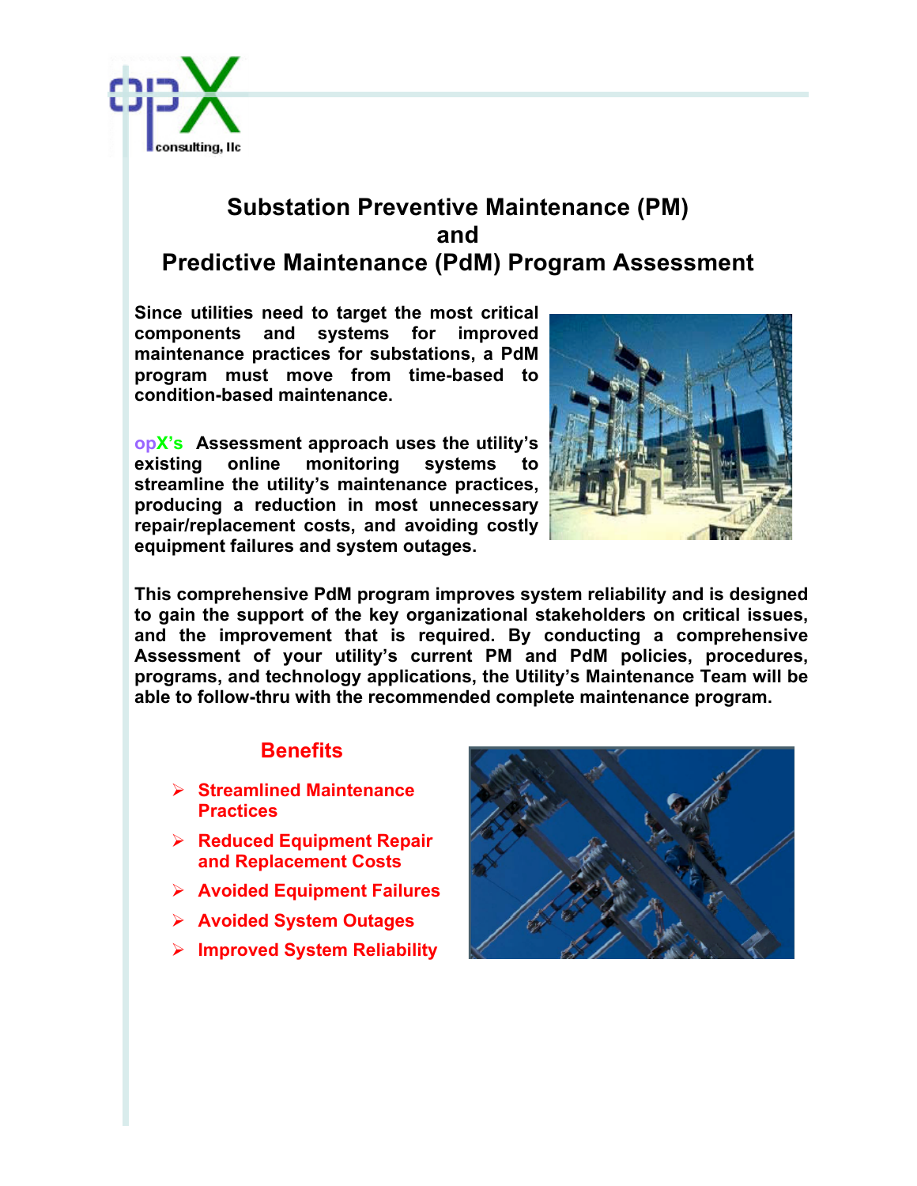opX consulting, llc

# Substation Preventive Maintenance (PM) and Predictive Maintenance (PdM) Program Assessment

**Since utilities need to target the most critical components and systems for improved maintenance practices for substations, a PdM program must move from time-based to condition-based maintenance.**

**opX's Assessment approach uses the utility's existing online monitoring systems to streamline the utility's maintenance practices, producing a reduction in most unnecessary repair/replacement costs, and avoiding costly equipment failures and system outages.**

**This comprehensive PdM program improves system reliability and is designed to gain the support of the key organizational stakeholders on critical issues, and the improvement that is required. By conducting a comprehensive Assessment of your utility's current PM and PdM policies, procedures, programs, and technology applications, the Utility's Maintenance Team will be able to follow-thru with the recommended complete maintenance program.**

## Benefits

- **Streamlined Maintenance Practices**
- **Reduced Equipment Repair and Replacement Costs**
- **Avoided Equipment Failures**
- **Avoided System Outages**
- **Improved System Reliability**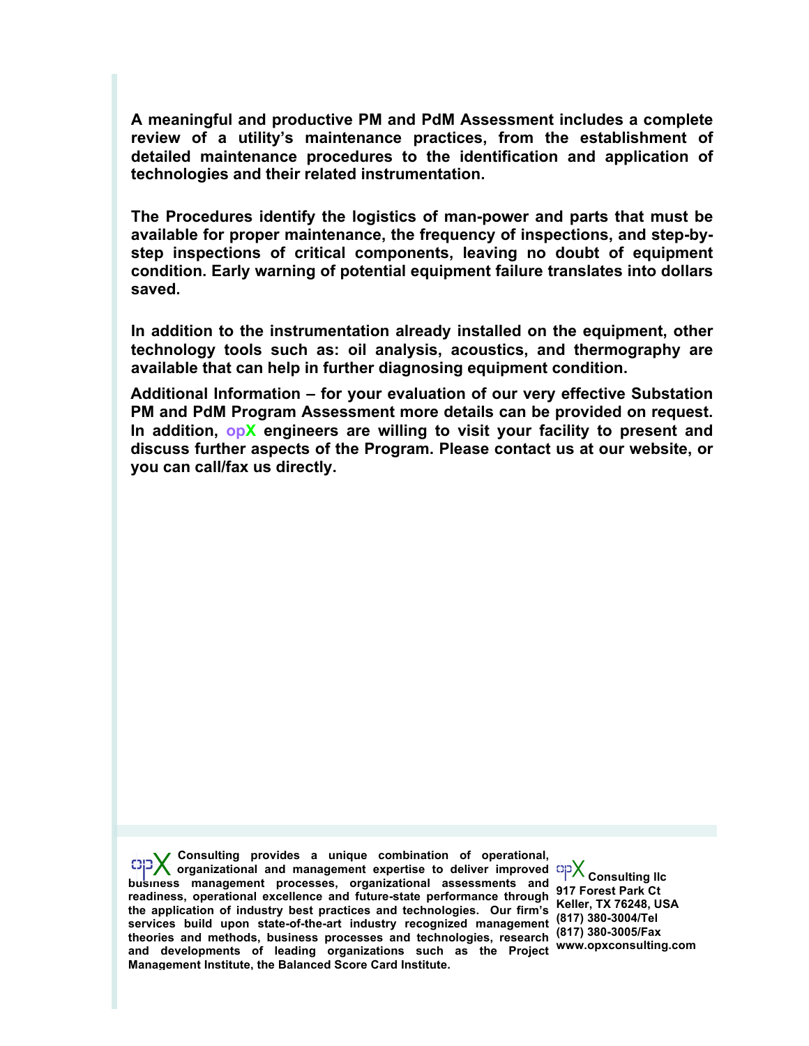**A meaningful and productive PM and PdM Assessment includes a complete review of a utility's maintenance practices, from the establishment of detailed maintenance procedures to the identification and application of technologies and their related instrumentation.**

**The Procedures identify the logistics of man-power and parts that must be available for proper maintenance, the frequency of inspections, and step-by-step inspections of critical components, leaving no doubt of equipment condition. Early warning of potential equipment failure translates into dollars saved.**

**In addition to the instrumentation already installed on the equipment, other technology tools such as: oil analysis, acoustics, and thermography are available that can help in further diagnosing equipment condition.**

**Additional Information – for your evaluation of our very effective Substation PM and PdM Program Assessment more details can be provided on request. In addition, opX engineers are willing to visit your facility to present and discuss further aspects of the Program. Please contact us at our website, or you can call/fax us directly.**

**opX Consulting provides a unique combination of operational, organizational and management expertise to deliver improved business management processes, organizational assessments and readiness, operational excellence and future-state performance through the application of industry best practices and technologies. Our firm's services build upon state-of-the-art industry recognized management theories and methods, business processes and technologies, research and developments of leading organizations such as the Project Management Institute, the Balanced Score Card Institute.**

**opX Consulting llc**
**917 Forest Park Ct**
**Keller, TX 76248, USA**
**(817) 380-3004/Tel**
**(817) 380-3005/Fax**
**www.opxconsulting.com**